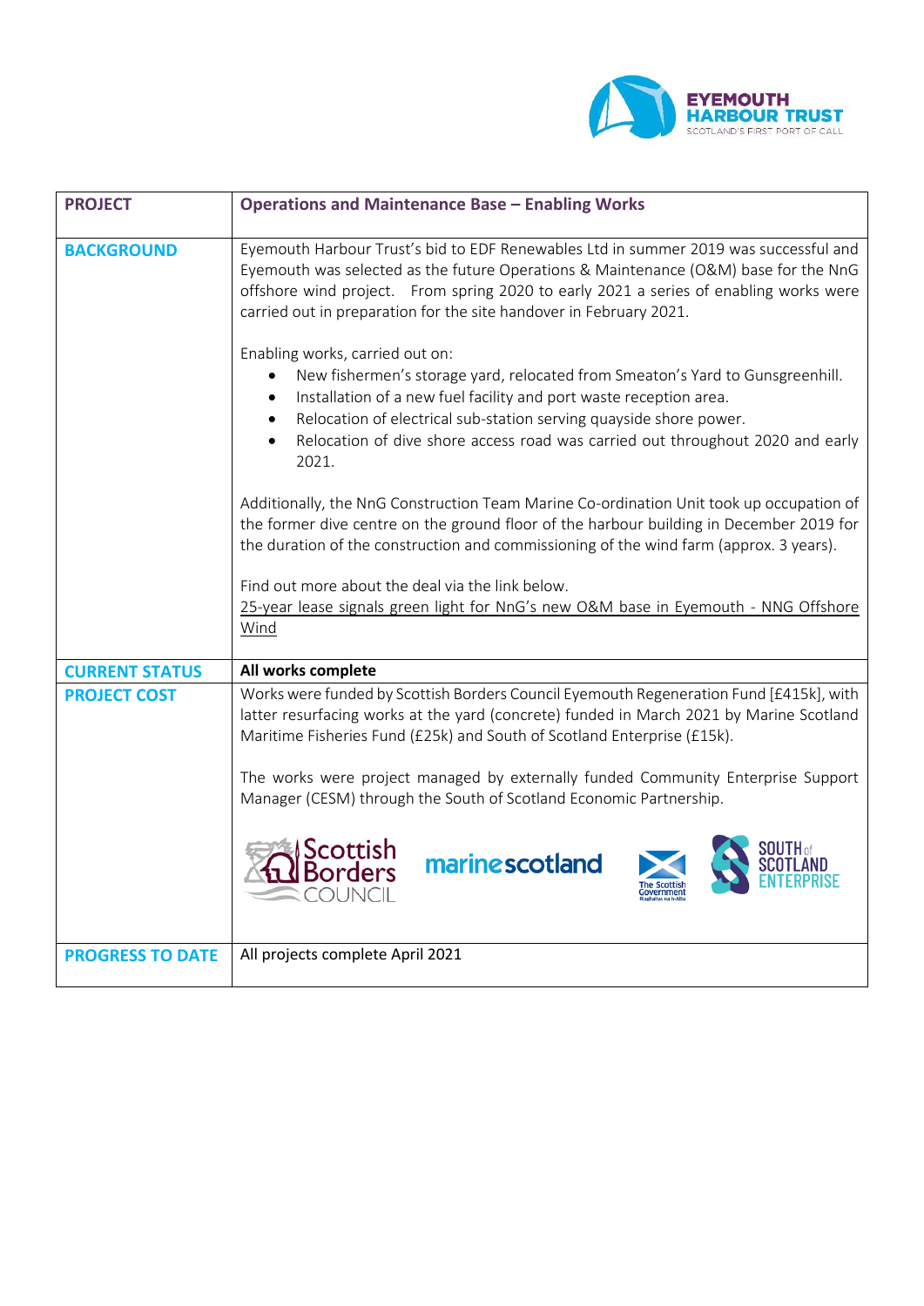| PROJECT | Operations and Maintenance Base – Enabling Works |
| --- | --- |
| BACKGROUND | Eyemouth Harbour Trust's bid to EDF Renewables Ltd in summer 2019 was successful and Eyemouth was selected as the future Operations & Maintenance (O&M) base for the NnG offshore wind project. From spring 2020 to early 2021 a series of enabling works were carried out in preparation for the site handover in February 2021.<br><br>Enabling works, carried out on:<br>• New fishermen's storage yard, relocated from Smeaton's Yard to Gunsgreenhill.<br>• Installation of a new fuel facility and port waste reception area.<br>• Relocation of electrical sub-station serving quayside shore power.<br>• Relocation of dive shore access road was carried out throughout 2020 and early 2021.<br><br>Additionally, the NnG Construction Team Marine Co-ordination Unit took up occupation of the former dive centre on the ground floor of the harbour building in December 2019 for the duration of the construction and commissioning of the wind farm (approx. 3 years).<br><br>Find out more about the deal via the link below.<br>25-year lease signals green light for NnG's new O&M base in Eyemouth - NNG Offshore Wind |
| CURRENT STATUS | **All works complete** |
| PROJECT COST | Works were funded by Scottish Borders Council Eyemouth Regeneration Fund [£415k], with latter resurfacing works at the yard (concrete) funded in March 2021 by Marine Scotland Maritime Fisheries Fund (£25k) and South of Scotland Enterprise (£15k).<br><br>The works were project managed by externally funded Community Enterprise Support Manager (CESM) through the South of Scotland Economic Partnership. |
| PROGRESS TO DATE | All projects complete April 2021 |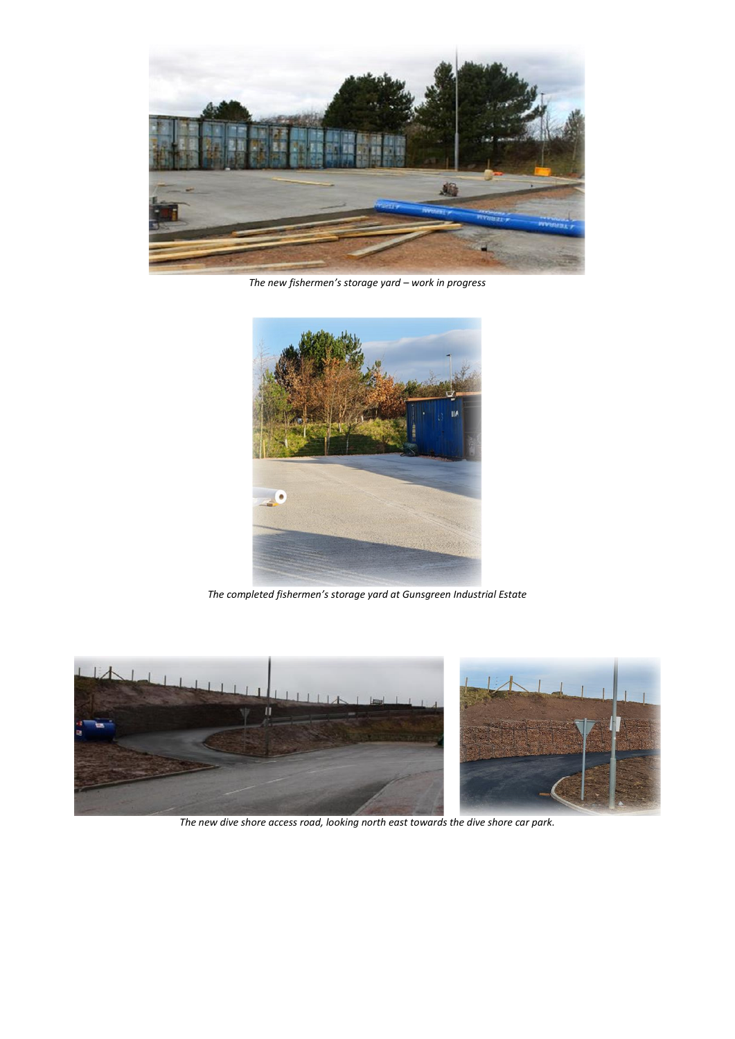*The new fishermen's storage yard – work in progress*

*The completed fishermen's storage yard at Gunsgreen Industrial Estate*

*The new dive shore access road, looking north east towards the dive shore car park.*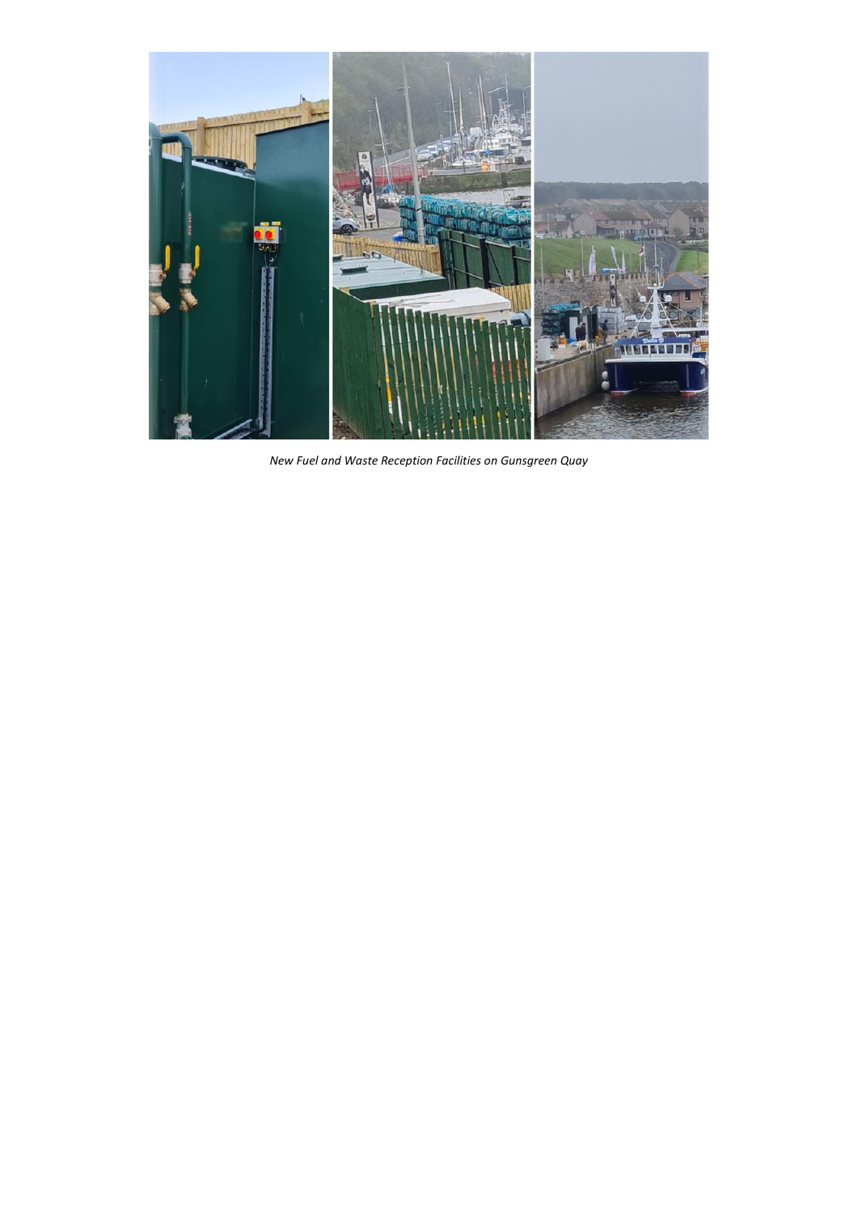*New Fuel and Waste Reception Facilities on Gunsgreen Quay*